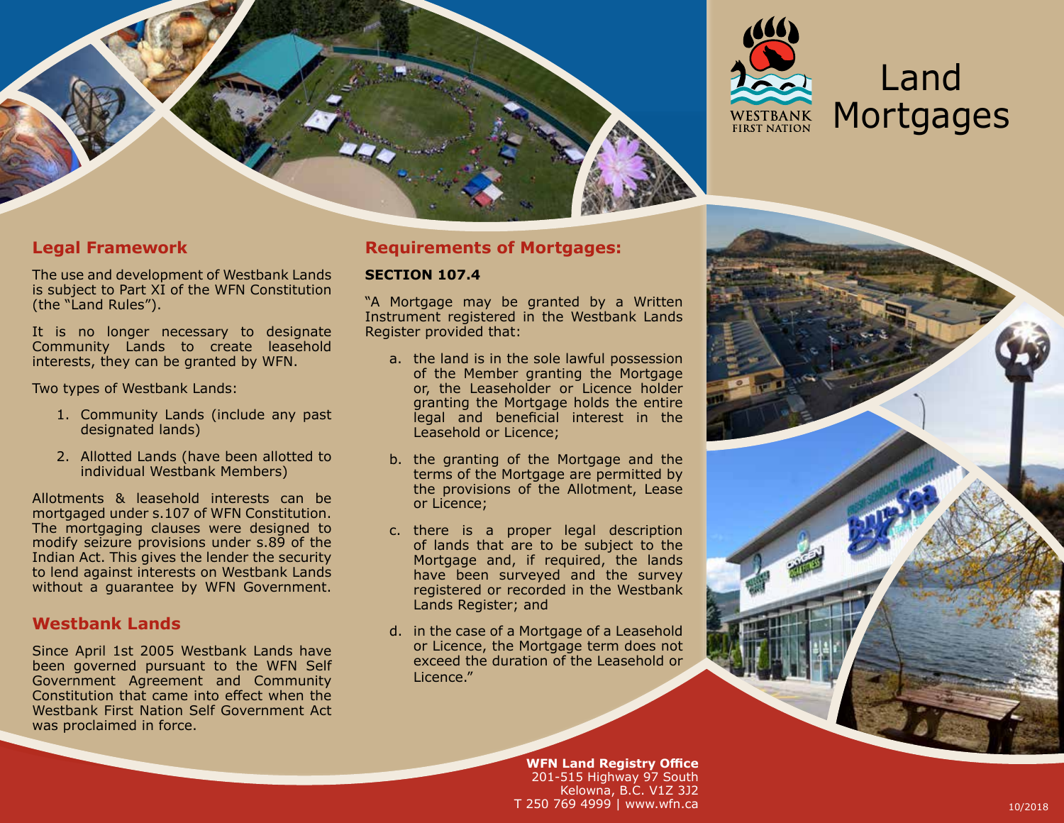# Land Mortgages

WESTBANK FIRST NATION

## Legal Framework

The use and development of Westbank Lands is subject to Part XI of the WFN Constitution (the "Land Rules").

It is no longer necessary to designate Community Lands to create leasehold interests, they can be granted by WFN.

Two types of Westbank Lands:

1. Community Lands (include any past designated lands)
2. Allotted Lands (have been allotted to individual Westbank Members)

Allotments & leasehold interests can be mortgaged under s.107 of WFN Constitution. The mortgaging clauses were designed to modify seizure provisions under s.89 of the Indian Act. This gives the lender the security to lend against interests on Westbank Lands without a guarantee by WFN Government.

## Westbank Lands

Since April 1st 2005 Westbank Lands have been governed pursuant to the WFN Self Government Agreement and Community Constitution that came into effect when the Westbank First Nation Self Government Act was proclaimed in force.

## Requirements of Mortgages:

**SECTION 107.4**

"A Mortgage may be granted by a Written Instrument registered in the Westbank Lands Register provided that:

a. the land is in the sole lawful possession of the Member granting the Mortgage or, the Leaseholder or Licence holder granting the Mortgage holds the entire legal and beneficial interest in the Leasehold or Licence;

b. the granting of the Mortgage and the terms of the Mortgage are permitted by the provisions of the Allotment, Lease or Licence;

c. there is a proper legal description of lands that are to be subject to the Mortgage and, if required, the lands have been surveyed and the survey registered or recorded in the Westbank Lands Register; and

d. in the case of a Mortgage of a Leasehold or Licence, the Mortgage term does not exceed the duration of the Leasehold or Licence."

**WFN Land Registry Office**
201-515 Highway 97 South
Kelowna, B.C. V1Z 3J2
T 250 769 4999 | www.wfn.ca

10/2018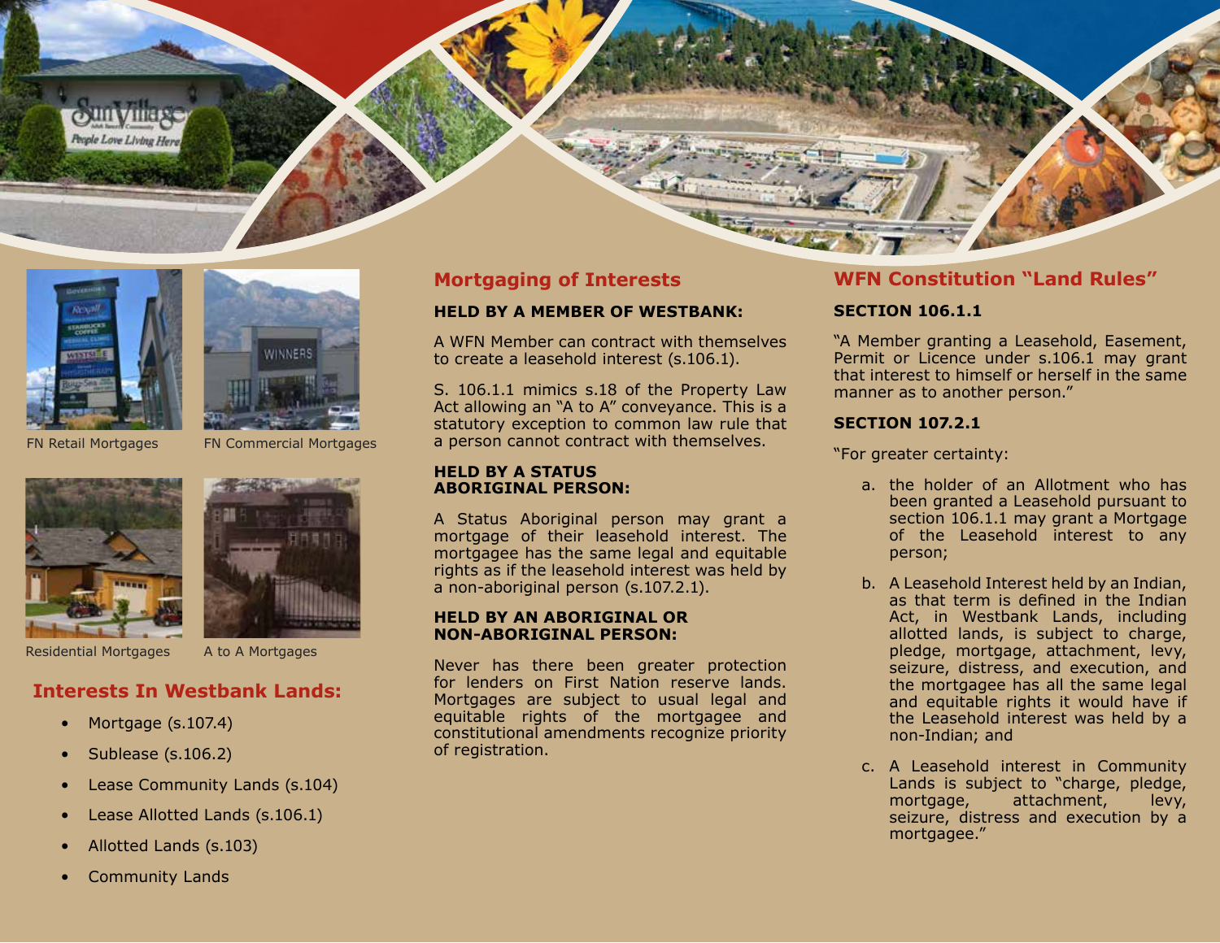FN Retail Mortgages

FN Commercial Mortgages

Residential Mortgages

A to A Mortgages

## Interests In Westbank Lands:

- Mortgage (s.107.4)
- Sublease (s.106.2)
- Lease Community Lands (s.104)
- Lease Allotted Lands (s.106.1)
- Allotted Lands (s.103)
- Community Lands

## Mortgaging of Interests

**HELD BY A MEMBER OF WESTBANK:**

A WFN Member can contract with themselves to create a leasehold interest (s.106.1).

S. 106.1.1 mimics s.18 of the Property Law Act allowing an "A to A" conveyance. This is a statutory exception to common law rule that a person cannot contract with themselves.

**HELD BY A STATUS ABORIGINAL PERSON:**

A Status Aboriginal person may grant a mortgage of their leasehold interest. The mortgagee has the same legal and equitable rights as if the leasehold interest was held by a non-aboriginal person (s.107.2.1).

**HELD BY AN ABORIGINAL OR NON-ABORIGINAL PERSON:**

Never has there been greater protection for lenders on First Nation reserve lands. Mortgages are subject to usual legal and equitable rights of the mortgagee and constitutional amendments recognize priority of registration.

## WFN Constitution "Land Rules"

**SECTION 106.1.1**

"A Member granting a Leasehold, Easement, Permit or Licence under s.106.1 may grant that interest to himself or herself in the same manner as to another person."

**SECTION 107.2.1**

"For greater certainty:

a. the holder of an Allotment who has been granted a Leasehold pursuant to section 106.1.1 may grant a Mortgage of the Leasehold interest to any person;

b. A Leasehold Interest held by an Indian, as that term is defined in the Indian Act, in Westbank Lands, including allotted lands, is subject to charge, pledge, mortgage, attachment, levy, seizure, distress, and execution, and the mortgagee has all the same legal and equitable rights it would have if the Leasehold interest was held by a non-Indian; and

c. A Leasehold interest in Community Lands is subject to "charge, pledge, mortgage, attachment, levy, seizure, distress and execution by a mortgagee."